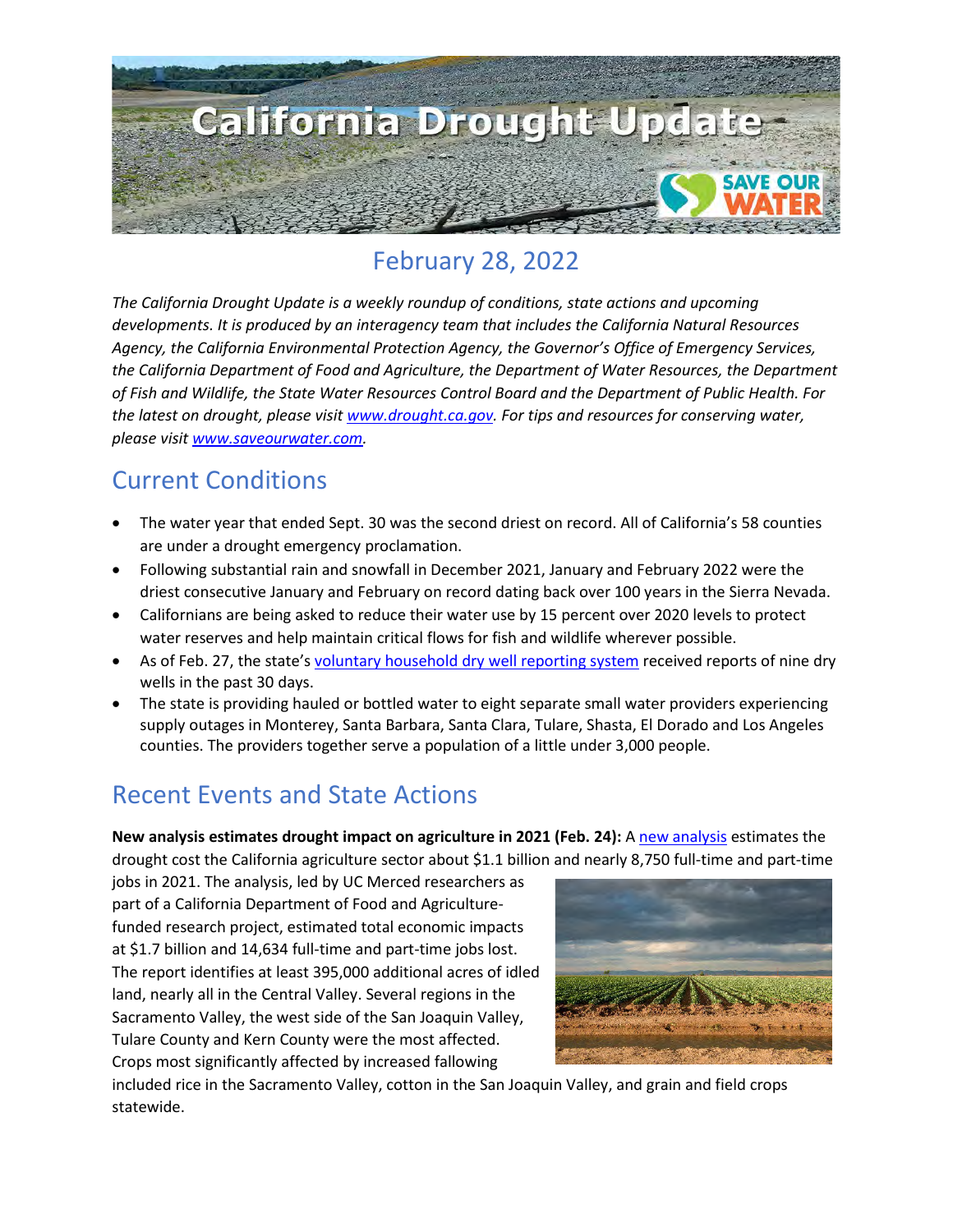# California Drought Update

## February 28, 2022

*The California Drought Update is a weekly roundup of conditions, state actions and upcoming developments. It is produced by an interagency team that includes the California Natural Resources Agency, the California Environmental Protection Agency, the Governor's Office of Emergency Services, the California Department of Food and Agriculture, the Department of Water Resources, the Department of Fish and Wildlife, the State Water Resources Control Board and the Department of Public Health. For the latest on drought, please visit www.drought.ca.gov. For tips and resources for conserving water, please visit www.saveourwater.com.*

## Current Conditions

- The water year that ended Sept. 30 was the second driest on record. All of California's 58 counties are under a drought emergency proclamation.
- Following substantial rain and snowfall in December 2021, January and February 2022 were the driest consecutive January and February on record dating back over 100 years in the Sierra Nevada.
- Californians are being asked to reduce their water use by 15 percent over 2020 levels to protect water reserves and help maintain critical flows for fish and wildlife wherever possible.
- As of Feb. 27, the state's voluntary household dry well reporting system received reports of nine dry wells in the past 30 days.
- The state is providing hauled or bottled water to eight separate small water providers experiencing supply outages in Monterey, Santa Barbara, Santa Clara, Tulare, Shasta, El Dorado and Los Angeles counties. The providers together serve a population of a little under 3,000 people.

## Recent Events and State Actions

**New analysis estimates drought impact on agriculture in 2021 (Feb. 24):** A new analysis estimates the drought cost the California agriculture sector about $1.1 billion and nearly 8,750 full-time and part-time jobs in 2021. The analysis, led by UC Merced researchers as part of a California Department of Food and Agriculture-funded research project, estimated total economic impacts at $1.7 billion and 14,634 full-time and part-time jobs lost. The report identifies at least 395,000 additional acres of idled land, nearly all in the Central Valley. Several regions in the Sacramento Valley, the west side of the San Joaquin Valley, Tulare County and Kern County were the most affected. Crops most significantly affected by increased fallowing included rice in the Sacramento Valley, cotton in the San Joaquin Valley, and grain and field crops statewide.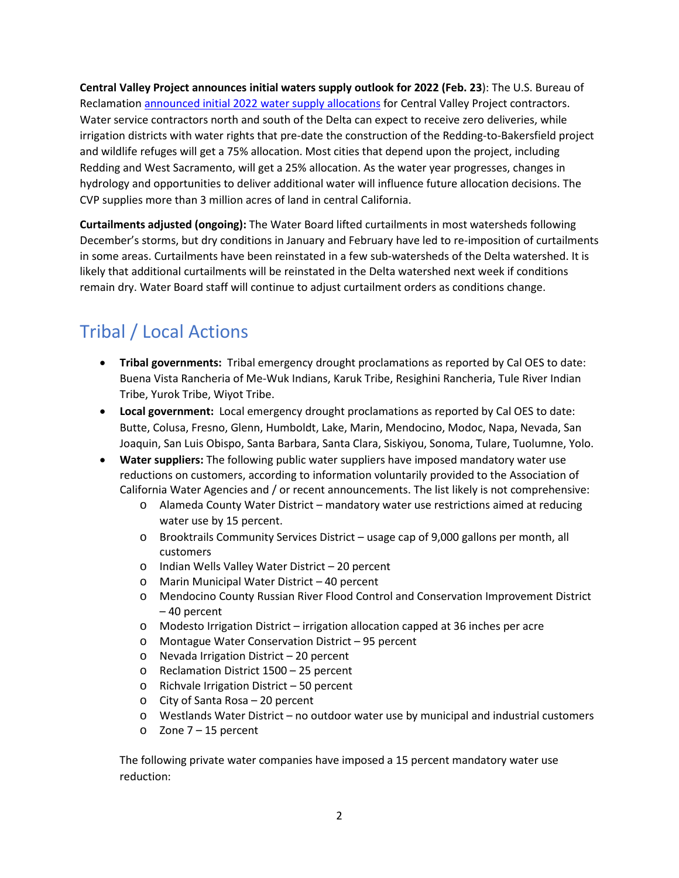**Central Valley Project announces initial waters supply outlook for 2022 (Feb. 23)**: The U.S. Bureau of Reclamation announced initial 2022 water supply allocations for Central Valley Project contractors. Water service contractors north and south of the Delta can expect to receive zero deliveries, while irrigation districts with water rights that pre-date the construction of the Redding-to-Bakersfield project and wildlife refuges will get a 75% allocation. Most cities that depend upon the project, including Redding and West Sacramento, will get a 25% allocation. As the water year progresses, changes in hydrology and opportunities to deliver additional water will influence future allocation decisions. The CVP supplies more than 3 million acres of land in central California.

**Curtailments adjusted (ongoing):** The Water Board lifted curtailments in most watersheds following December's storms, but dry conditions in January and February have led to re-imposition of curtailments in some areas. Curtailments have been reinstated in a few sub-watersheds of the Delta watershed. It is likely that additional curtailments will be reinstated in the Delta watershed next week if conditions remain dry. Water Board staff will continue to adjust curtailment orders as conditions change.

## Tribal / Local Actions

- **Tribal governments:** Tribal emergency drought proclamations as reported by Cal OES to date: Buena Vista Rancheria of Me-Wuk Indians, Karuk Tribe, Resighini Rancheria, Tule River Indian Tribe, Yurok Tribe, Wiyot Tribe.
- **Local government:** Local emergency drought proclamations as reported by Cal OES to date: Butte, Colusa, Fresno, Glenn, Humboldt, Lake, Marin, Mendocino, Modoc, Napa, Nevada, San Joaquin, San Luis Obispo, Santa Barbara, Santa Clara, Siskiyou, Sonoma, Tulare, Tuolumne, Yolo.
- **Water suppliers:** The following public water suppliers have imposed mandatory water use reductions on customers, according to information voluntarily provided to the Association of California Water Agencies and / or recent announcements. The list likely is not comprehensive:
  - Alameda County Water District – mandatory water use restrictions aimed at reducing water use by 15 percent.
  - Brooktrails Community Services District – usage cap of 9,000 gallons per month, all customers
  - Indian Wells Valley Water District – 20 percent
  - Marin Municipal Water District – 40 percent
  - Mendocino County Russian River Flood Control and Conservation Improvement District – 40 percent
  - Modesto Irrigation District – irrigation allocation capped at 36 inches per acre
  - Montague Water Conservation District – 95 percent
  - Nevada Irrigation District – 20 percent
  - Reclamation District 1500 – 25 percent
  - Richvale Irrigation District – 50 percent
  - City of Santa Rosa – 20 percent
  - Westlands Water District – no outdoor water use by municipal and industrial customers
  - Zone 7 – 15 percent

  The following private water companies have imposed a 15 percent mandatory water use reduction: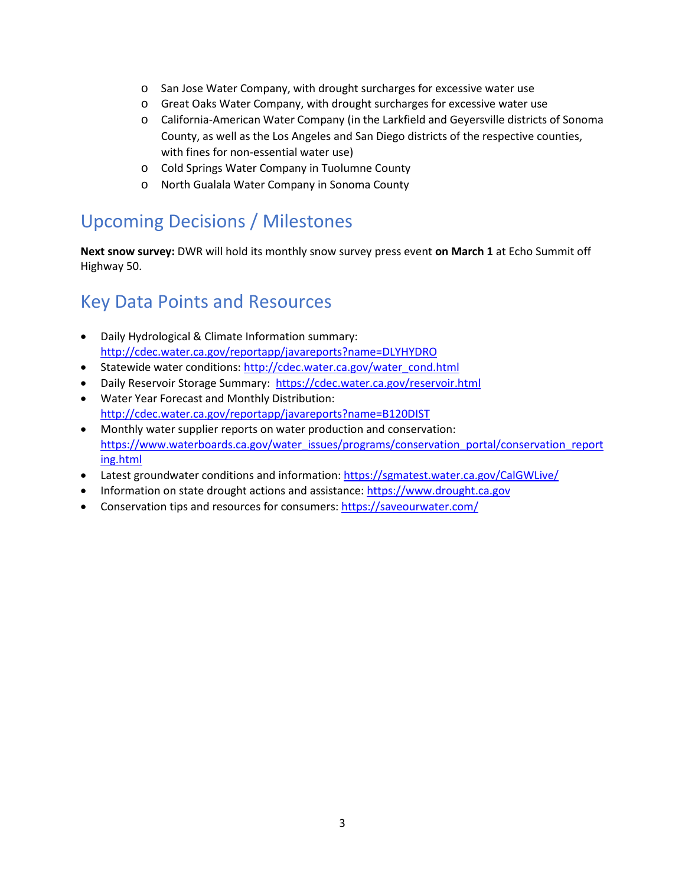- San Jose Water Company, with drought surcharges for excessive water use
  - Great Oaks Water Company, with drought surcharges for excessive water use
  - California-American Water Company (in the Larkfield and Geyersville districts of Sonoma County, as well as the Los Angeles and San Diego districts of the respective counties, with fines for non-essential water use)
  - Cold Springs Water Company in Tuolumne County
  - North Gualala Water Company in Sonoma County

## Upcoming Decisions / Milestones

**Next snow survey:** DWR will hold its monthly snow survey press event **on March 1** at Echo Summit off Highway 50.

## Key Data Points and Resources

- Daily Hydrological & Climate Information summary: http://cdec.water.ca.gov/reportapp/javareports?name=DLYHYDRO
- Statewide water conditions: http://cdec.water.ca.gov/water_cond.html
- Daily Reservoir Storage Summary: https://cdec.water.ca.gov/reservoir.html
- Water Year Forecast and Monthly Distribution: http://cdec.water.ca.gov/reportapp/javareports?name=B120DIST
- Monthly water supplier reports on water production and conservation: https://www.waterboards.ca.gov/water_issues/programs/conservation_portal/conservation_reporting.html
- Latest groundwater conditions and information: https://sgmatest.water.ca.gov/CalGWLive/
- Information on state drought actions and assistance: https://www.drought.ca.gov
- Conservation tips and resources for consumers: https://saveourwater.com/